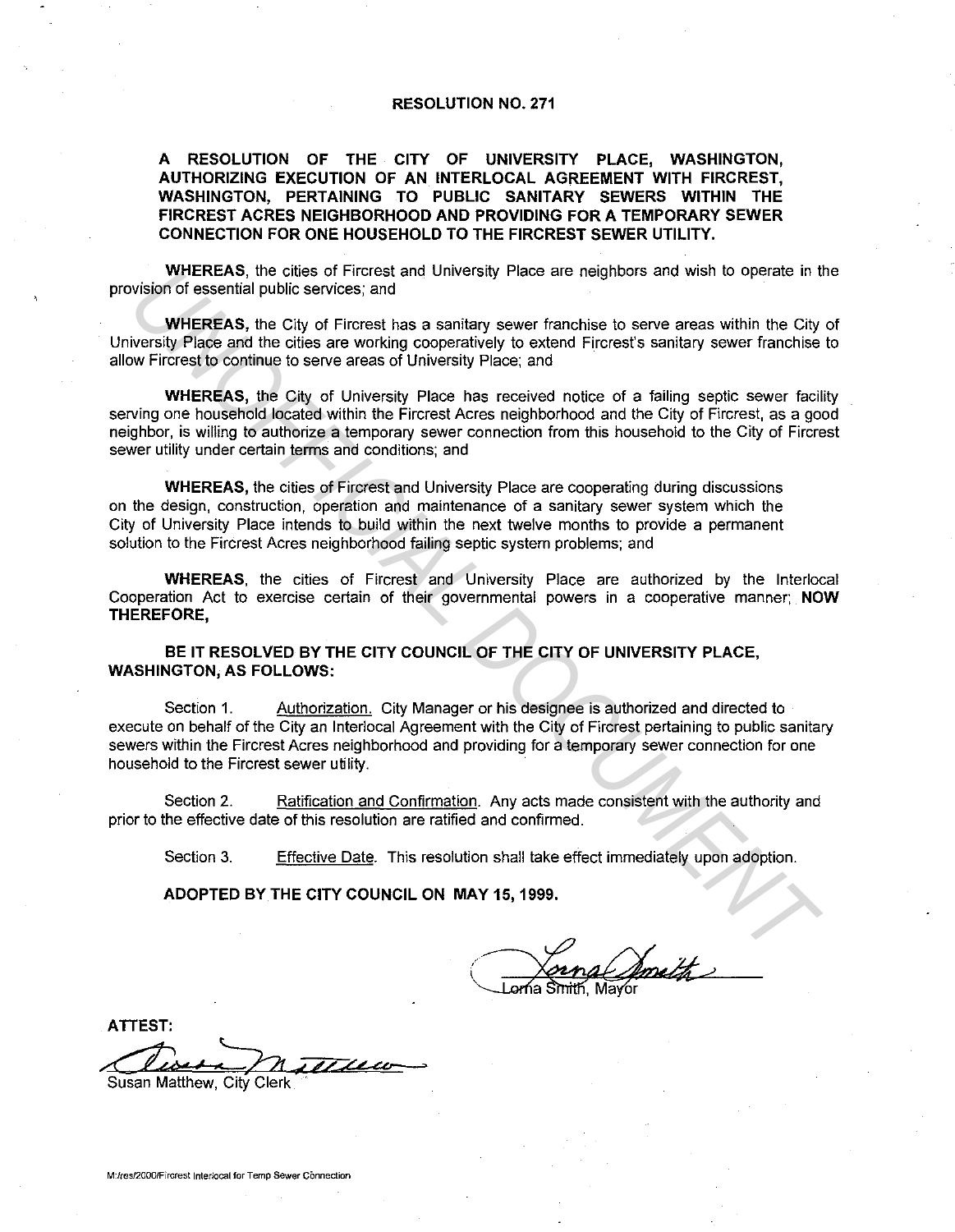# RESOLUTION NO. 271

**A RESOLUTION OF THE CITY OF UNIVERSITY PLACE, WASHINGTON, AUTHORIZING EXECUTION OF AN INTERLOCAL AGREEMENT WITH FIRCREST, WASHINGTON, PERTAINING TO PUBLIC SANITARY SEWERS WITHIN THE FIRCREST ACRES NEIGHBORHOOD AND PROVIDING FOR A TEMPORARY SEWER CONNECTION FOR ONE HOUSEHOLD TO THE FIRCREST SEWER UTILITY.**

**WHEREAS**, the cities of Fircrest and University Place are neighbors and wish to operate in the provision of essential public services; and

**WHEREAS**, the City of Fircrest has a sanitary sewer franchise to serve areas within the City of University Place and the cities are working cooperatively to extend Fircrest's sanitary sewer franchise to allow Fircrest to continue to serve areas of University Place; and

**WHEREAS**, the City of University Place has received notice of a failing septic sewer facility serving one household located within the Fircrest Acres neighborhood and the City of Fircrest, as a good neighbor, is willing to authorize a temporary sewer connection from this household to the City of Fircrest sewer utility under certain terms and conditions; and

**WHEREAS**, the cities of Fircrest and University Place are cooperating during discussions on the design, construction, operation and maintenance of a sanitary sewer system which the City of University Place intends to build within the next twelve months to provide a permanent solution to the Fircrest Acres neighborhood failing septic system problems; and

**WHEREAS**, the cities of Fircrest and University Place are authorized by the Interlocal Cooperation Act to exercise certain of their governmental powers in a cooperative manner; **NOW THEREFORE,**

**BE IT RESOLVED BY THE CITY COUNCIL OF THE CITY OF UNIVERSITY PLACE, WASHINGTON, AS FOLLOWS:**

Section 1. Authorization. City Manager or his designee is authorized and directed to execute on behalf of the City an Interlocal Agreement with the City of Fircrest pertaining to public sanitary sewers within the Fircrest Acres neighborhood and providing for a temporary sewer connection for one household to the Fircrest sewer utility.

Section 2. Ratification and Confirmation. Any acts made consistent with the authority and prior to the effective date of this resolution are ratified and confirmed.

Section 3. Effective Date. This resolution shall take effect immediately upon adoption.

**ADOPTED BY THE CITY COUNCIL ON MAY 15, 1999.**

Lorna Smith, Mayor

**ATTEST:**

Susan Matthew, City Clerk

M:/res/2000/Fircrest Interlocal for Temp Sewer Connection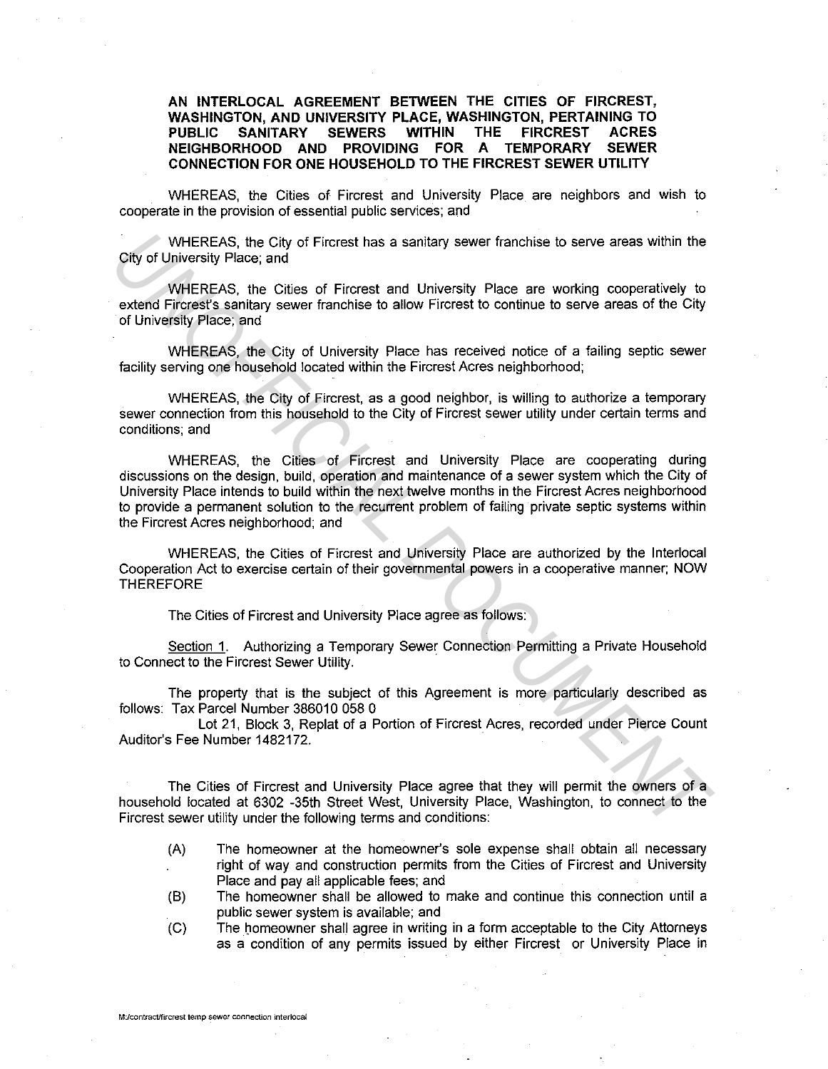**AN INTERLOCAL AGREEMENT BETWEEN THE CITIES OF FIRCREST, WASHINGTON, AND UNIVERSITY PLACE, WASHINGTON, PERTAINING TO PUBLIC SANITARY SEWERS WITHIN THE FIRCREST ACRES NEIGHBORHOOD AND PROVIDING FOR A TEMPORARY SEWER CONNECTION FOR ONE HOUSEHOLD TO THE FIRCREST SEWER UTILITY**

WHEREAS, the Cities of Fircrest and University Place are neighbors and wish to cooperate in the provision of essential public services; and

WHEREAS, the City of Fircrest has a sanitary sewer franchise to serve areas within the City of University Place; and

WHEREAS, the Cities of Fircrest and University Place are working cooperatively to extend Fircrest's sanitary sewer franchise to allow Fircrest to continue to serve areas of the City of University Place; and

WHEREAS, the City of University Place has received notice of a failing septic sewer facility serving one household located within the Fircrest Acres neighborhood;

WHEREAS, the City of Fircrest, as a good neighbor, is willing to authorize a temporary sewer connection from this household to the City of Fircrest sewer utility under certain terms and conditions; and

WHEREAS, the Cities of Fircrest and University Place are cooperating during discussions on the design, build, operation and maintenance of a sewer system which the City of University Place intends to build within the next twelve months in the Fircrest Acres neighborhood to provide a permanent solution to the recurrent problem of failing private septic systems within the Fircrest Acres neighborhood; and

WHEREAS, the Cities of Fircrest and University Place are authorized by the Interlocal Cooperation Act to exercise certain of their governmental powers in a cooperative manner; NOW THEREFORE

The Cities of Fircrest and University Place agree as follows:

Section 1. Authorizing a Temporary Sewer Connection Permitting a Private Household to Connect to the Fircrest Sewer Utility.

The property that is the subject of this Agreement is more particularly described as follows: Tax Parcel Number 386010 058 0

Lot 21, Block 3, Replat of a Portion of Fircrest Acres, recorded under Pierce Count Auditor's Fee Number 1482172.

The Cities of Fircrest and University Place agree that they will permit the owners of a household located at 6302 -35th Street West, University Place, Washington, to connect to the Fircrest sewer utility under the following terms and conditions:

(A) The homeowner at the homeowner's sole expense shall obtain all necessary right of way and construction permits from the Cities of Fircrest and University Place and pay all applicable fees; and

(B) The homeowner shall be allowed to make and continue this connection until a public sewer system is available; and

(C) The homeowner shall agree in writing in a form acceptable to the City Attorneys as a condition of any permits issued by either Fircrest or University Place in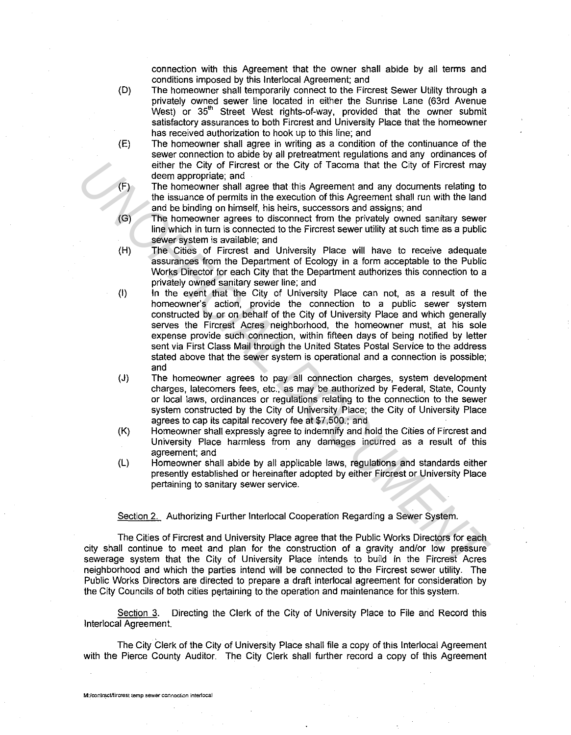connection with this Agreement that the owner shall abide by all terms and conditions imposed by this Interlocal Agreement; and

(D) The homeowner shall temporarily connect to the Fircrest Sewer Utility through a privately owned sewer line located in either the Sunrise Lane (63rd Avenue West) or 35th Street West rights-of-way, provided that the owner submit satisfactory assurances to both Fircrest and University Place that the homeowner has received authorization to hook up to this line; and

(E) The homeowner shall agree in writing as a condition of the continuance of the sewer connection to abide by all pretreatment regulations and any ordinances of either the City of Fircrest or the City of Tacoma that the City of Fircrest may deem appropriate; and

(F) The homeowner shall agree that this Agreement and any documents relating to the issuance of permits in the execution of this Agreement shall run with the land and be binding on himself, his heirs, successors and assigns; and

(G) The homeowner agrees to disconnect from the privately owned sanitary sewer line which in turn is connected to the Fircrest sewer utility at such time as a public sewer system is available; and

(H) The Cities of Fircrest and University Place will have to receive adequate assurances from the Department of Ecology in a form acceptable to the Public Works Director for each City that the Department authorizes this connection to a privately owned sanitary sewer line; and

(I) In the event that the City of University Place can not, as a result of the homeowner's action, provide the connection to a public sewer system constructed by or on behalf of the City of University Place and which generally serves the Fircrest Acres neighborhood, the homeowner must, at his sole expense provide such connection, within fifteen days of being notified by letter sent via First Class Mail through the United States Postal Service to the address stated above that the sewer system is operational and a connection is possible; and

(J) The homeowner agrees to pay all connection charges, system development charges, latecomers fees, etc., as may be authorized by Federal, State, County or local laws, ordinances or regulations relating to the connection to the sewer system constructed by the City of University Place; the City of University Place agrees to cap its capital recovery fee at $7,500.; and

(K) Homeowner shall expressly agree to indemnify and hold the Cities of Fircrest and University Place harmless from any damages incurred as a result of this agreement; and

(L) Homeowner shall abide by all applicable laws, regulations and standards either presently established or hereinafter adopted by either Fircrest or University Place pertaining to sanitary sewer service.

Section 2. Authorizing Further Interlocal Cooperation Regarding a Sewer System.

The Cities of Fircrest and University Place agree that the Public Works Directors for each city shall continue to meet and plan for the construction of a gravity and/or low pressure sewerage system that the City of University Place intends to build in the Fircrest Acres neighborhood and which the parties intend will be connected to the Fircrest sewer utility. The Public Works Directors are directed to prepare a draft interlocal agreement for consideration by the City Councils of both cities pertaining to the operation and maintenance for this system.

Section 3. Directing the Clerk of the City of University Place to File and Record this Interlocal Agreement.

The City Clerk of the City of University Place shall file a copy of this Interlocal Agreement with the Pierce County Auditor. The City Clerk shall further record a copy of this Agreement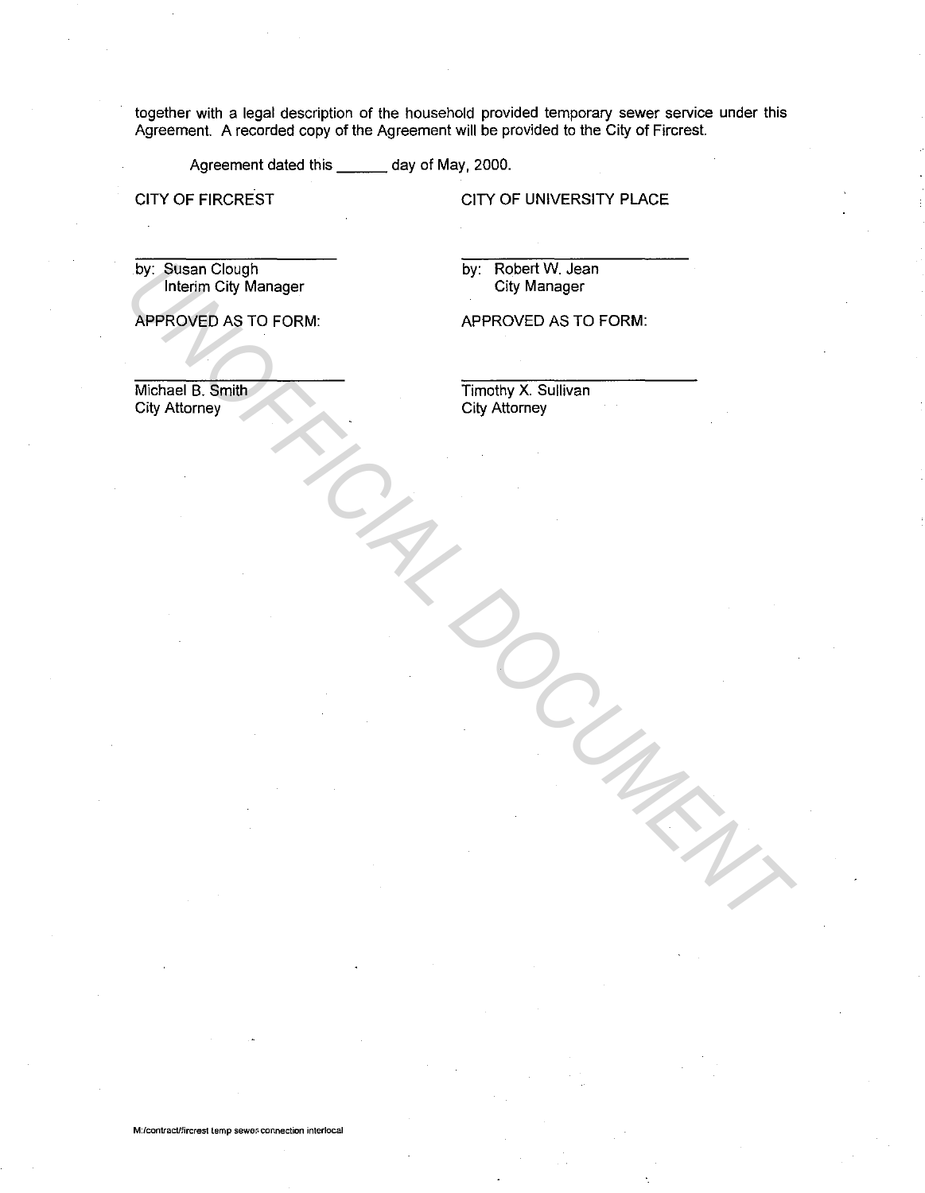together with a legal description of the household provided temporary sewer service under this Agreement. A recorded copy of the Agreement will be provided to the City of Fircrest.

Agreement dated this ______ day of May, 2000.

CITY OF FIRCREST

______________________
by: Susan Clough
Interim City Manager

APPROVED AS TO FORM:

______________________
Michael B. Smith
City Attorney

CITY OF UNIVERSITY PLACE

______________________
by: Robert W. Jean
City Manager

APPROVED AS TO FORM:

______________________
Timothy X. Sullivan
City Attorney

UNOFFICIAL DOCUMENT

M:/contract/fircrest temp sewer connection interlocal